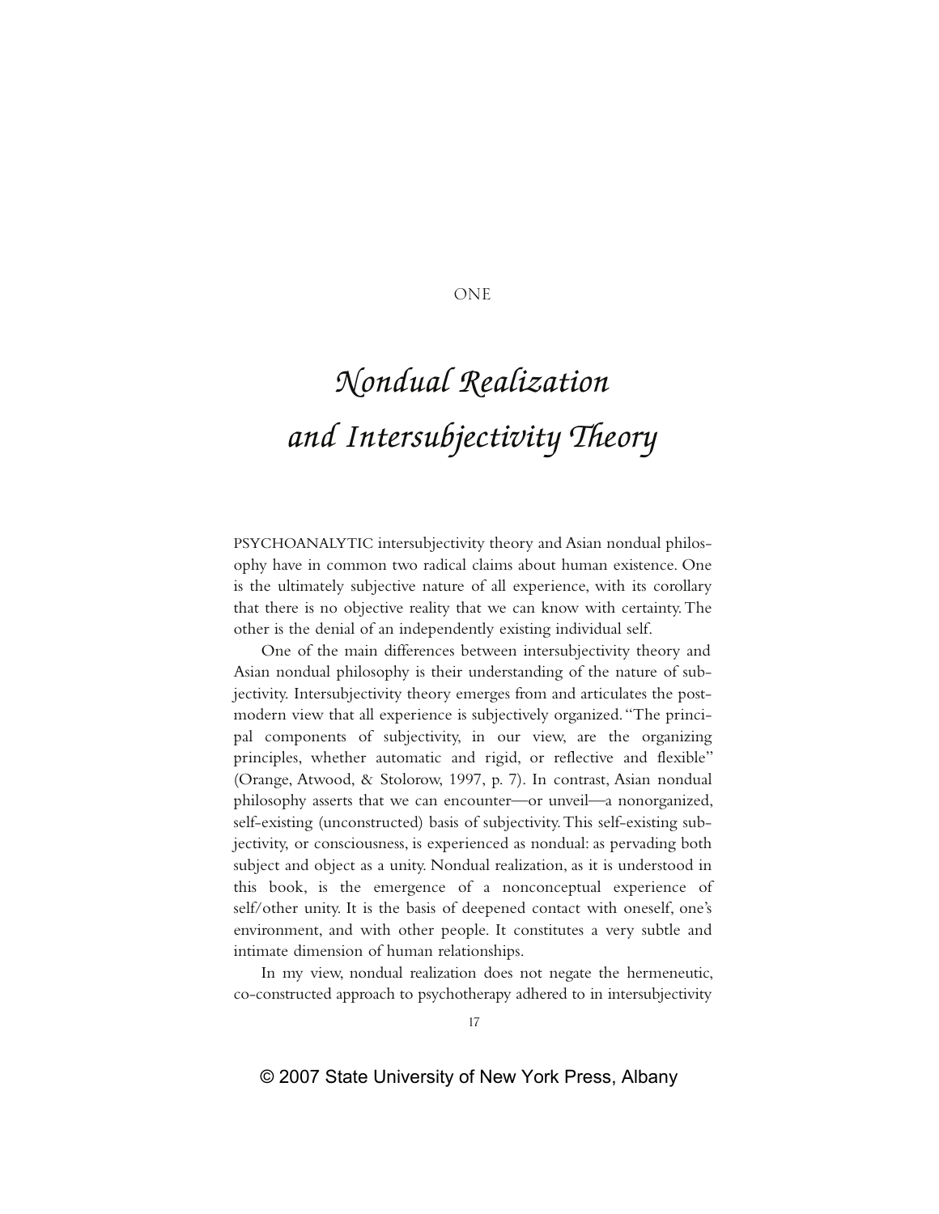ONE

# *Nondual Realization and Intersubjectivity Theory*

PSYCHOANALYTIC intersubjectivity theory and Asian nondual philosophy have in common two radical claims about human existence. One is the ultimately subjective nature of all experience, with its corollary that there is no objective reality that we can know with certainty. The other is the denial of an independently existing individual self.

One of the main differences between intersubjectivity theory and Asian nondual philosophy is their understanding of the nature of subjectivity. Intersubjectivity theory emerges from and articulates the postmodern view that all experience is subjectively organized. "The principal components of subjectivity, in our view, are the organizing principles, whether automatic and rigid, or reflective and flexible" (Orange, Atwood, & Stolorow, 1997, p. 7). In contrast, Asian nondual philosophy asserts that we can encounter—or unveil—a nonorganized, self-existing (unconstructed) basis of subjectivity. This self-existing subjectivity, or consciousness, is experienced as nondual: as pervading both subject and object as a unity. Nondual realization, as it is understood in this book, is the emergence of a nonconceptual experience of self/other unity. It is the basis of deepened contact with oneself, one's environment, and with other people. It constitutes a very subtle and intimate dimension of human relationships.

In my view, nondual realization does not negate the hermeneutic, co-constructed approach to psychotherapy adhered to in intersubjectivity

© 2007 State University of New York Press, Albany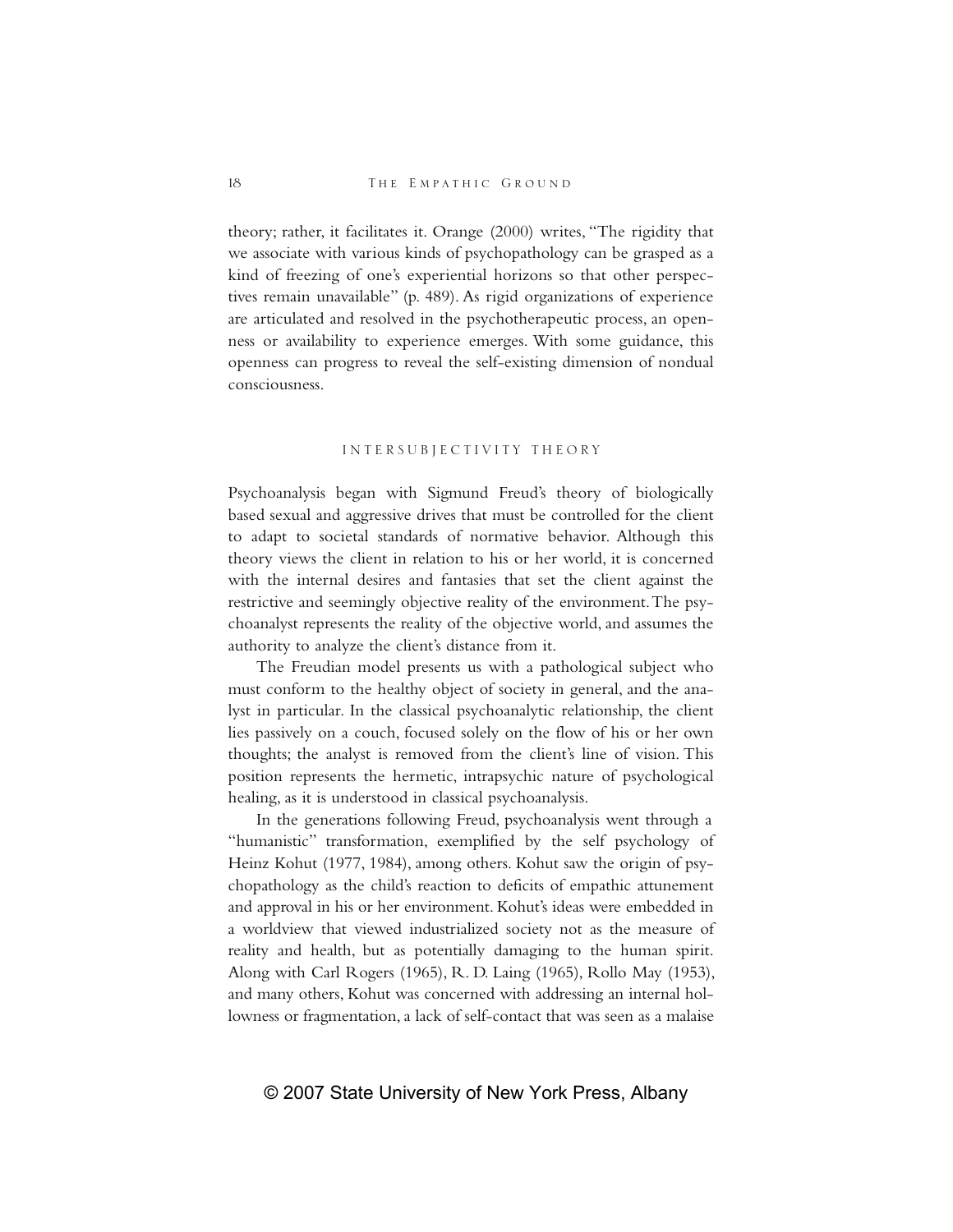theory; rather, it facilitates it. Orange (2000) writes, "The rigidity that we associate with various kinds of psychopathology can be grasped as a kind of freezing of one's experiential horizons so that other perspectives remain unavailable" (p. 489). As rigid organizations of experience are articulated and resolved in the psychotherapeutic process, an openness or availability to experience emerges. With some guidance, this openness can progress to reveal the self-existing dimension of nondual consciousness.

## INTERSUBJECTIVITY THEORY

Psychoanalysis began with Sigmund Freud's theory of biologically based sexual and aggressive drives that must be controlled for the client to adapt to societal standards of normative behavior. Although this theory views the client in relation to his or her world, it is concerned with the internal desires and fantasies that set the client against the restrictive and seemingly objective reality of the environment. The psychoanalyst represents the reality of the objective world, and assumes the authority to analyze the client's distance from it.

The Freudian model presents us with a pathological subject who must conform to the healthy object of society in general, and the analyst in particular. In the classical psychoanalytic relationship, the client lies passively on a couch, focused solely on the flow of his or her own thoughts; the analyst is removed from the client's line of vision. This position represents the hermetic, intrapsychic nature of psychological healing, as it is understood in classical psychoanalysis.

In the generations following Freud, psychoanalysis went through a "humanistic" transformation, exemplified by the self psychology of Heinz Kohut (1977, 1984), among others. Kohut saw the origin of psychopathology as the child's reaction to deficits of empathic attunement and approval in his or her environment. Kohut's ideas were embedded in a worldview that viewed industrialized society not as the measure of reality and health, but as potentially damaging to the human spirit. Along with Carl Rogers (1965), R. D. Laing (1965), Rollo May (1953), and many others, Kohut was concerned with addressing an internal hollowness or fragmentation, a lack of self-contact that was seen as a malaise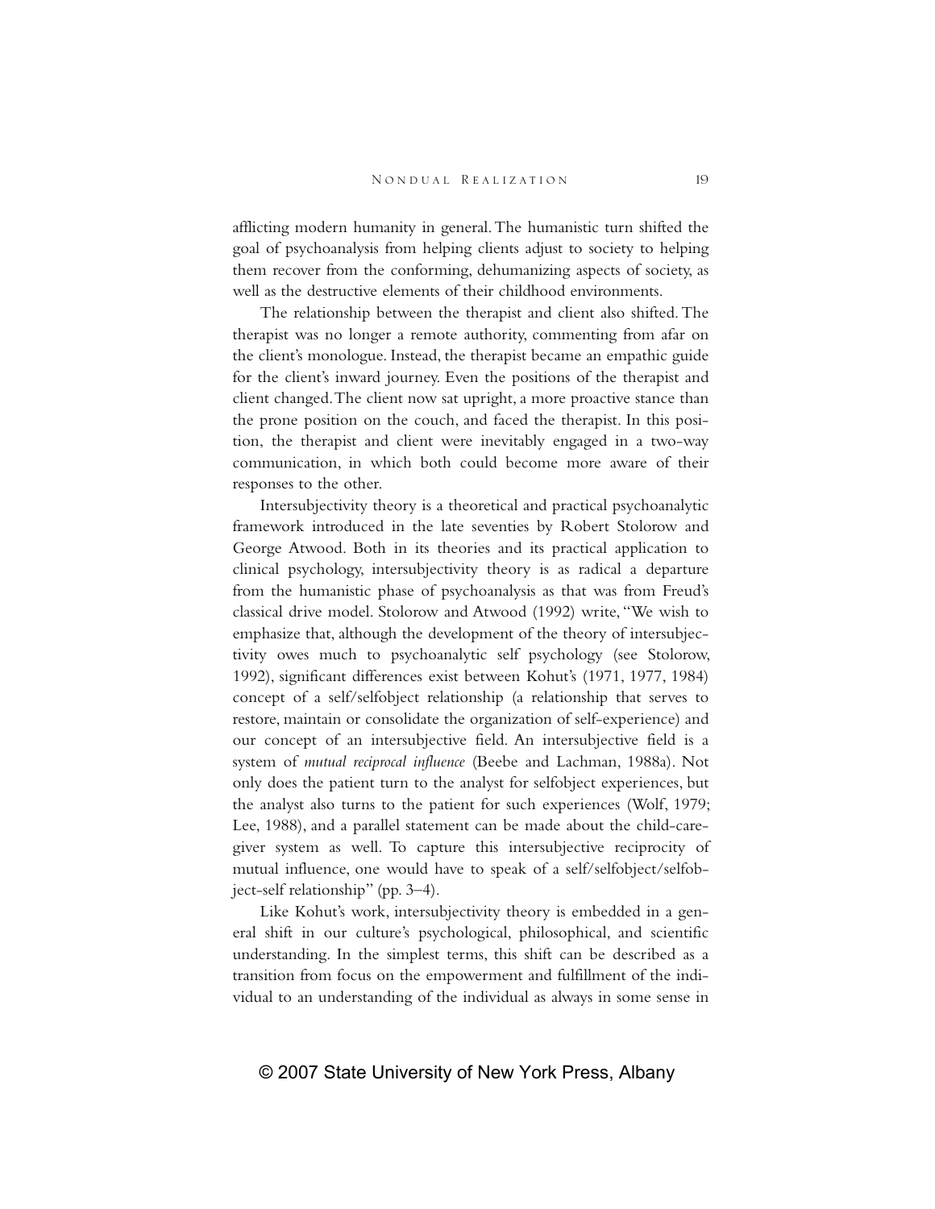afflicting modern humanity in general. The humanistic turn shifted the goal of psychoanalysis from helping clients adjust to society to helping them recover from the conforming, dehumanizing aspects of society, as well as the destructive elements of their childhood environments.

The relationship between the therapist and client also shifted. The therapist was no longer a remote authority, commenting from afar on the client's monologue. Instead, the therapist became an empathic guide for the client's inward journey. Even the positions of the therapist and client changed. The client now sat upright, a more proactive stance than the prone position on the couch, and faced the therapist. In this position, the therapist and client were inevitably engaged in a two-way communication, in which both could become more aware of their responses to the other.

Intersubjectivity theory is a theoretical and practical psychoanalytic framework introduced in the late seventies by Robert Stolorow and George Atwood. Both in its theories and its practical application to clinical psychology, intersubjectivity theory is as radical a departure from the humanistic phase of psychoanalysis as that was from Freud's classical drive model. Stolorow and Atwood (1992) write, "We wish to emphasize that, although the development of the theory of intersubjectivity owes much to psychoanalytic self psychology (see Stolorow, 1992), significant differences exist between Kohut's (1971, 1977, 1984) concept of a self/selfobject relationship (a relationship that serves to restore, maintain or consolidate the organization of self-experience) and our concept of an intersubjective field. An intersubjective field is a system of *mutual reciprocal influence* (Beebe and Lachman, 1988a). Not only does the patient turn to the analyst for selfobject experiences, but the analyst also turns to the patient for such experiences (Wolf, 1979; Lee, 1988), and a parallel statement can be made about the child-caregiver system as well. To capture this intersubjective reciprocity of mutual influence, one would have to speak of a self/selfobject/selfobject-self relationship" (pp. 3–4).

Like Kohut's work, intersubjectivity theory is embedded in a general shift in our culture's psychological, philosophical, and scientific understanding. In the simplest terms, this shift can be described as a transition from focus on the empowerment and fulfillment of the individual to an understanding of the individual as always in some sense in

© 2007 State University of New York Press, Albany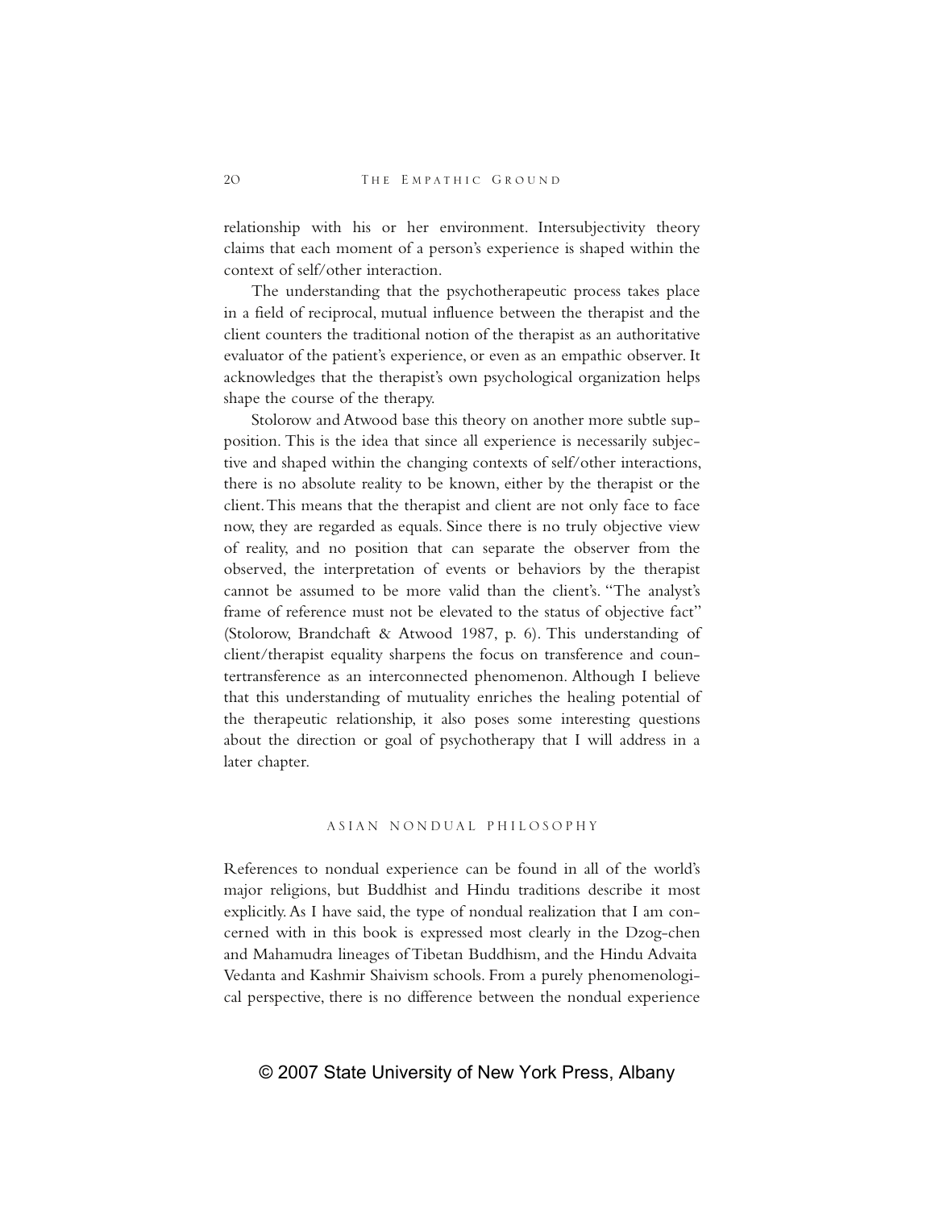relationship with his or her environment. Intersubjectivity theory claims that each moment of a person's experience is shaped within the context of self/other interaction.

The understanding that the psychotherapeutic process takes place in a field of reciprocal, mutual influence between the therapist and the client counters the traditional notion of the therapist as an authoritative evaluator of the patient's experience, or even as an empathic observer. It acknowledges that the therapist's own psychological organization helps shape the course of the therapy.

Stolorow and Atwood base this theory on another more subtle supposition. This is the idea that since all experience is necessarily subjective and shaped within the changing contexts of self/other interactions, there is no absolute reality to be known, either by the therapist or the client. This means that the therapist and client are not only face to face now, they are regarded as equals. Since there is no truly objective view of reality, and no position that can separate the observer from the observed, the interpretation of events or behaviors by the therapist cannot be assumed to be more valid than the client's. "The analyst's frame of reference must not be elevated to the status of objective fact" (Stolorow, Brandchaft & Atwood 1987, p. 6). This understanding of client/therapist equality sharpens the focus on transference and countertransference as an interconnected phenomenon. Although I believe that this understanding of mutuality enriches the healing potential of the therapeutic relationship, it also poses some interesting questions about the direction or goal of psychotherapy that I will address in a later chapter.

## ASIAN NONDUAL PHILOSOPHY

References to nondual experience can be found in all of the world's major religions, but Buddhist and Hindu traditions describe it most explicitly. As I have said, the type of nondual realization that I am concerned with in this book is expressed most clearly in the Dzog-chen and Mahamudra lineages of Tibetan Buddhism, and the Hindu Advaita Vedanta and Kashmir Shaivism schools. From a purely phenomenological perspective, there is no difference between the nondual experience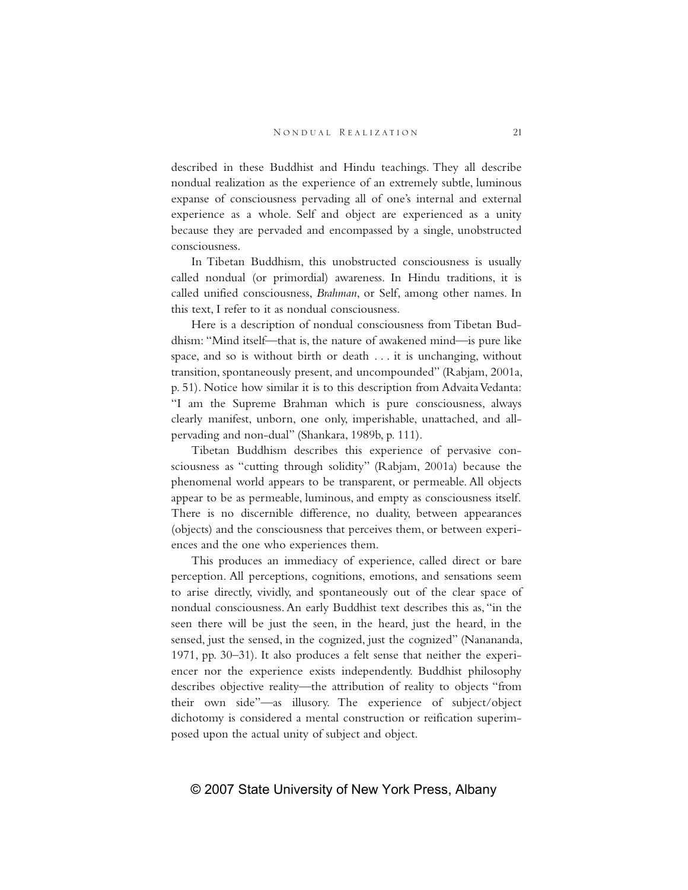described in these Buddhist and Hindu teachings. They all describe nondual realization as the experience of an extremely subtle, luminous expanse of consciousness pervading all of one's internal and external experience as a whole. Self and object are experienced as a unity because they are pervaded and encompassed by a single, unobstructed consciousness.

In Tibetan Buddhism, this unobstructed consciousness is usually called nondual (or primordial) awareness. In Hindu traditions, it is called unified consciousness, *Brahman*, or Self, among other names. In this text, I refer to it as nondual consciousness.

Here is a description of nondual consciousness from Tibetan Buddhism: "Mind itself—that is, the nature of awakened mind—is pure like space, and so is without birth or death . . . it is unchanging, without transition, spontaneously present, and uncompounded" (Rabjam, 2001a, p. 51). Notice how similar it is to this description from Advaita Vedanta: "I am the Supreme Brahman which is pure consciousness, always clearly manifest, unborn, one only, imperishable, unattached, and all-pervading and non-dual" (Shankara, 1989b, p. 111).

Tibetan Buddhism describes this experience of pervasive consciousness as "cutting through solidity" (Rabjam, 2001a) because the phenomenal world appears to be transparent, or permeable. All objects appear to be as permeable, luminous, and empty as consciousness itself. There is no discernible difference, no duality, between appearances (objects) and the consciousness that perceives them, or between experiences and the one who experiences them.

This produces an immediacy of experience, called direct or bare perception. All perceptions, cognitions, emotions, and sensations seem to arise directly, vividly, and spontaneously out of the clear space of nondual consciousness. An early Buddhist text describes this as, "in the seen there will be just the seen, in the heard, just the heard, in the sensed, just the sensed, in the cognized, just the cognized" (Nanananda, 1971, pp. 30–31). It also produces a felt sense that neither the experiencer nor the experience exists independently. Buddhist philosophy describes objective reality—the attribution of reality to objects "from their own side"—as illusory. The experience of subject/object dichotomy is considered a mental construction or reification superimposed upon the actual unity of subject and object.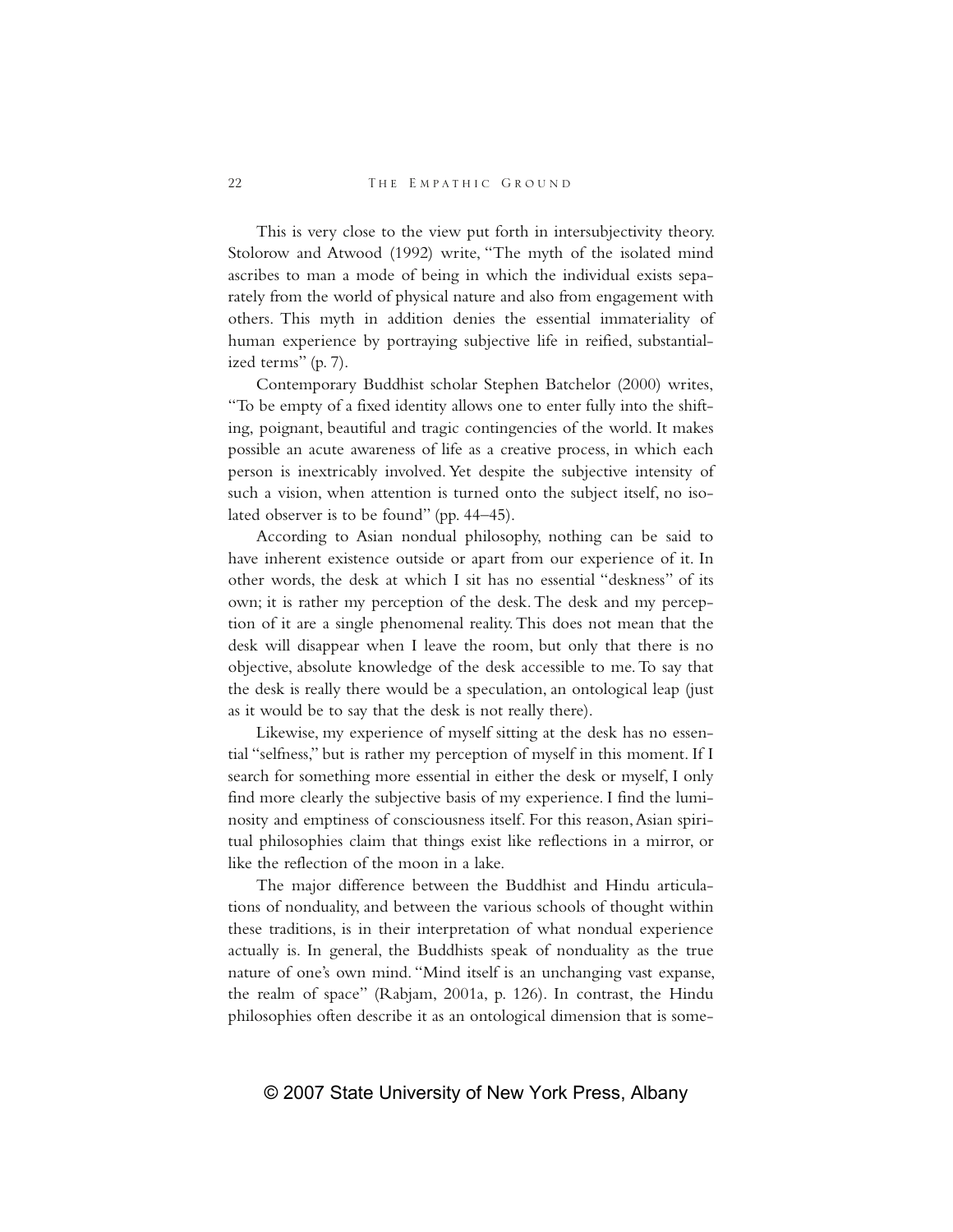This is very close to the view put forth in intersubjectivity theory. Stolorow and Atwood (1992) write, "The myth of the isolated mind ascribes to man a mode of being in which the individual exists separately from the world of physical nature and also from engagement with others. This myth in addition denies the essential immateriality of human experience by portraying subjective life in reified, substantialized terms" (p. 7).

Contemporary Buddhist scholar Stephen Batchelor (2000) writes, "To be empty of a fixed identity allows one to enter fully into the shifting, poignant, beautiful and tragic contingencies of the world. It makes possible an acute awareness of life as a creative process, in which each person is inextricably involved. Yet despite the subjective intensity of such a vision, when attention is turned onto the subject itself, no isolated observer is to be found" (pp. 44–45).

According to Asian nondual philosophy, nothing can be said to have inherent existence outside or apart from our experience of it. In other words, the desk at which I sit has no essential "deskness" of its own; it is rather my perception of the desk. The desk and my perception of it are a single phenomenal reality. This does not mean that the desk will disappear when I leave the room, but only that there is no objective, absolute knowledge of the desk accessible to me. To say that the desk is really there would be a speculation, an ontological leap (just as it would be to say that the desk is not really there).

Likewise, my experience of myself sitting at the desk has no essential "selfness," but is rather my perception of myself in this moment. If I search for something more essential in either the desk or myself, I only find more clearly the subjective basis of my experience. I find the luminosity and emptiness of consciousness itself. For this reason, Asian spiritual philosophies claim that things exist like reflections in a mirror, or like the reflection of the moon in a lake.

The major difference between the Buddhist and Hindu articulations of nonduality, and between the various schools of thought within these traditions, is in their interpretation of what nondual experience actually is. In general, the Buddhists speak of nonduality as the true nature of one's own mind. "Mind itself is an unchanging vast expanse, the realm of space" (Rabjam, 2001a, p. 126). In contrast, the Hindu philosophies often describe it as an ontological dimension that is some-

© 2007 State University of New York Press, Albany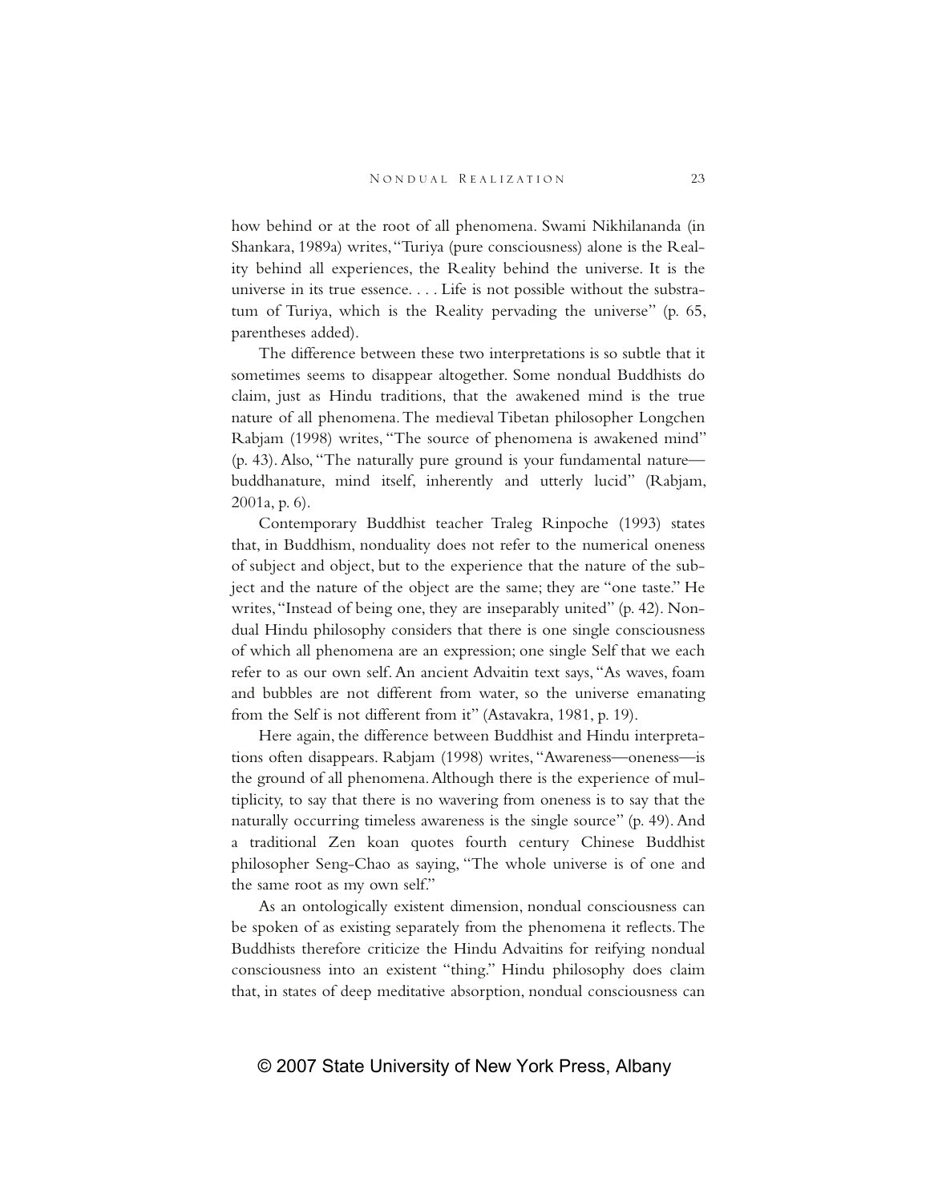how behind or at the root of all phenomena. Swami Nikhilananda (in Shankara, 1989a) writes, "Turiya (pure consciousness) alone is the Reality behind all experiences, the Reality behind the universe. It is the universe in its true essence. . . . Life is not possible without the substratum of Turiya, which is the Reality pervading the universe" (p. 65, parentheses added).

The difference between these two interpretations is so subtle that it sometimes seems to disappear altogether. Some nondual Buddhists do claim, just as Hindu traditions, that the awakened mind is the true nature of all phenomena. The medieval Tibetan philosopher Longchen Rabjam (1998) writes, "The source of phenomena is awakened mind" (p. 43). Also, "The naturally pure ground is your fundamental nature—buddhanature, mind itself, inherently and utterly lucid" (Rabjam, 2001a, p. 6).

Contemporary Buddhist teacher Traleg Rinpoche (1993) states that, in Buddhism, nonduality does not refer to the numerical oneness of subject and object, but to the experience that the nature of the subject and the nature of the object are the same; they are "one taste." He writes, "Instead of being one, they are inseparably united" (p. 42). Nondual Hindu philosophy considers that there is one single consciousness of which all phenomena are an expression; one single Self that we each refer to as our own self. An ancient Advaitin text says, "As waves, foam and bubbles are not different from water, so the universe emanating from the Self is not different from it" (Astavakra, 1981, p. 19).

Here again, the difference between Buddhist and Hindu interpretations often disappears. Rabjam (1998) writes, "Awareness—oneness—is the ground of all phenomena. Although there is the experience of multiplicity, to say that there is no wavering from oneness is to say that the naturally occurring timeless awareness is the single source" (p. 49). And a traditional Zen koan quotes fourth century Chinese Buddhist philosopher Seng-Chao as saying, "The whole universe is of one and the same root as my own self."

As an ontologically existent dimension, nondual consciousness can be spoken of as existing separately from the phenomena it reflects. The Buddhists therefore criticize the Hindu Advaitins for reifying nondual consciousness into an existent "thing." Hindu philosophy does claim that, in states of deep meditative absorption, nondual consciousness can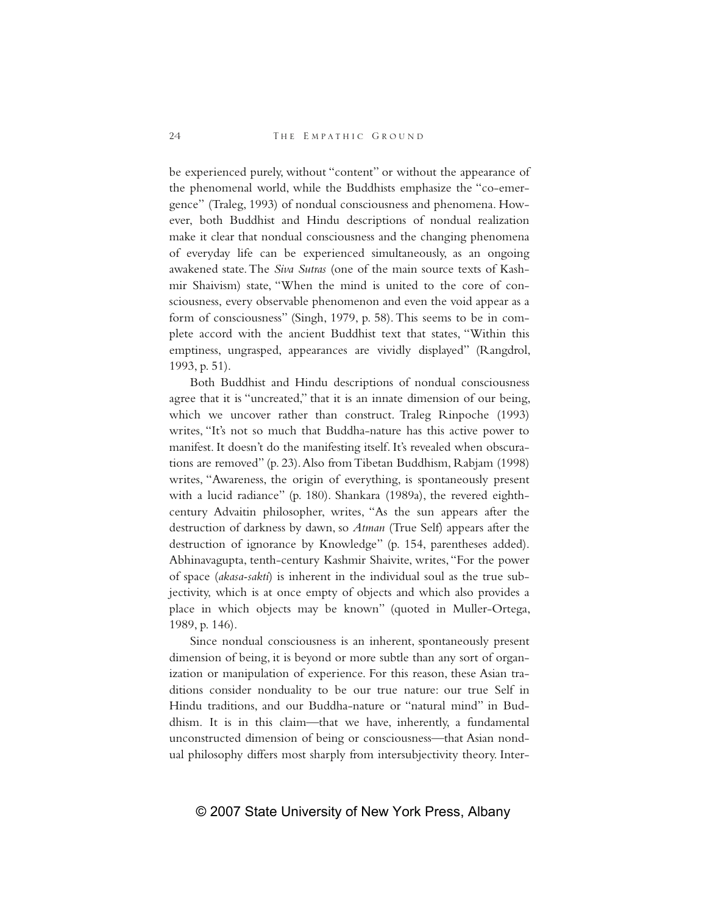be experienced purely, without "content" or without the appearance of the phenomenal world, while the Buddhists emphasize the "co-emergence" (Traleg, 1993) of nondual consciousness and phenomena. However, both Buddhist and Hindu descriptions of nondual realization make it clear that nondual consciousness and the changing phenomena of everyday life can be experienced simultaneously, as an ongoing awakened state. The *Siva Sutras* (one of the main source texts of Kashmir Shaivism) state, "When the mind is united to the core of consciousness, every observable phenomenon and even the void appear as a form of consciousness" (Singh, 1979, p. 58). This seems to be in complete accord with the ancient Buddhist text that states, "Within this emptiness, ungrasped, appearances are vividly displayed" (Rangdrol, 1993, p. 51).

Both Buddhist and Hindu descriptions of nondual consciousness agree that it is "uncreated," that it is an innate dimension of our being, which we uncover rather than construct. Traleg Rinpoche (1993) writes, "It's not so much that Buddha-nature has this active power to manifest. It doesn't do the manifesting itself. It's revealed when obscurations are removed" (p. 23). Also from Tibetan Buddhism, Rabjam (1998) writes, "Awareness, the origin of everything, is spontaneously present with a lucid radiance" (p. 180). Shankara (1989a), the revered eighth-century Advaitin philosopher, writes, "As the sun appears after the destruction of darkness by dawn, so *Atman* (True Self) appears after the destruction of ignorance by Knowledge" (p. 154, parentheses added). Abhinavagupta, tenth-century Kashmir Shaivite, writes, "For the power of space (*akasa-sakti*) is inherent in the individual soul as the true subjectivity, which is at once empty of objects and which also provides a place in which objects may be known" (quoted in Muller-Ortega, 1989, p. 146).

Since nondual consciousness is an inherent, spontaneously present dimension of being, it is beyond or more subtle than any sort of organization or manipulation of experience. For this reason, these Asian traditions consider nonduality to be our true nature: our true Self in Hindu traditions, and our Buddha-nature or "natural mind" in Buddhism. It is in this claim—that we have, inherently, a fundamental unconstructed dimension of being or consciousness—that Asian nondual philosophy differs most sharply from intersubjectivity theory. Inter-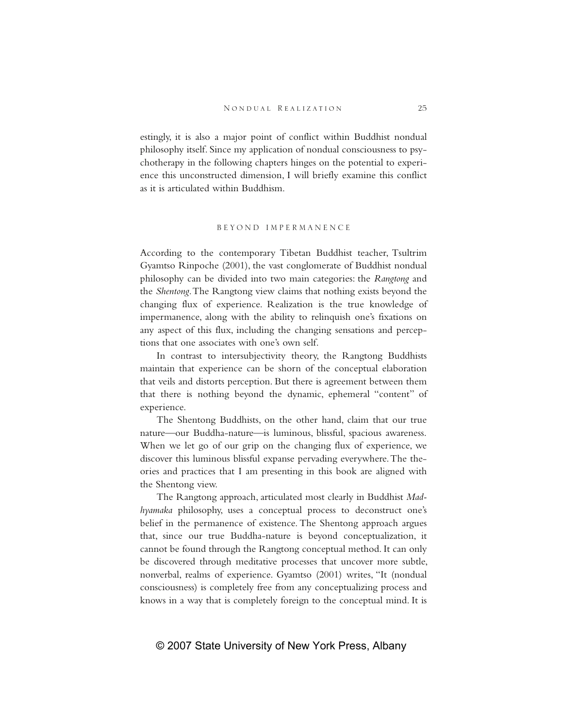estingly, it is also a major point of conflict within Buddhist nondual philosophy itself. Since my application of nondual consciousness to psychotherapy in the following chapters hinges on the potential to experience this unconstructed dimension, I will briefly examine this conflict as it is articulated within Buddhism.

## BEYOND IMPERMANENCE

According to the contemporary Tibetan Buddhist teacher, Tsultrim Gyamtso Rinpoche (2001), the vast conglomerate of Buddhist nondual philosophy can be divided into two main categories: the *Rangtong* and the *Shentong*. The Rangtong view claims that nothing exists beyond the changing flux of experience. Realization is the true knowledge of impermanence, along with the ability to relinquish one's fixations on any aspect of this flux, including the changing sensations and perceptions that one associates with one's own self.

In contrast to intersubjectivity theory, the Rangtong Buddhists maintain that experience can be shorn of the conceptual elaboration that veils and distorts perception. But there is agreement between them that there is nothing beyond the dynamic, ephemeral "content" of experience.

The Shentong Buddhists, on the other hand, claim that our true nature—our Buddha-nature—is luminous, blissful, spacious awareness. When we let go of our grip on the changing flux of experience, we discover this luminous blissful expanse pervading everywhere. The theories and practices that I am presenting in this book are aligned with the Shentong view.

The Rangtong approach, articulated most clearly in Buddhist *Madhyamaka* philosophy, uses a conceptual process to deconstruct one's belief in the permanence of existence. The Shentong approach argues that, since our true Buddha-nature is beyond conceptualization, it cannot be found through the Rangtong conceptual method. It can only be discovered through meditative processes that uncover more subtle, nonverbal, realms of experience. Gyamtso (2001) writes, "It (nondual consciousness) is completely free from any conceptualizing process and knows in a way that is completely foreign to the conceptual mind. It is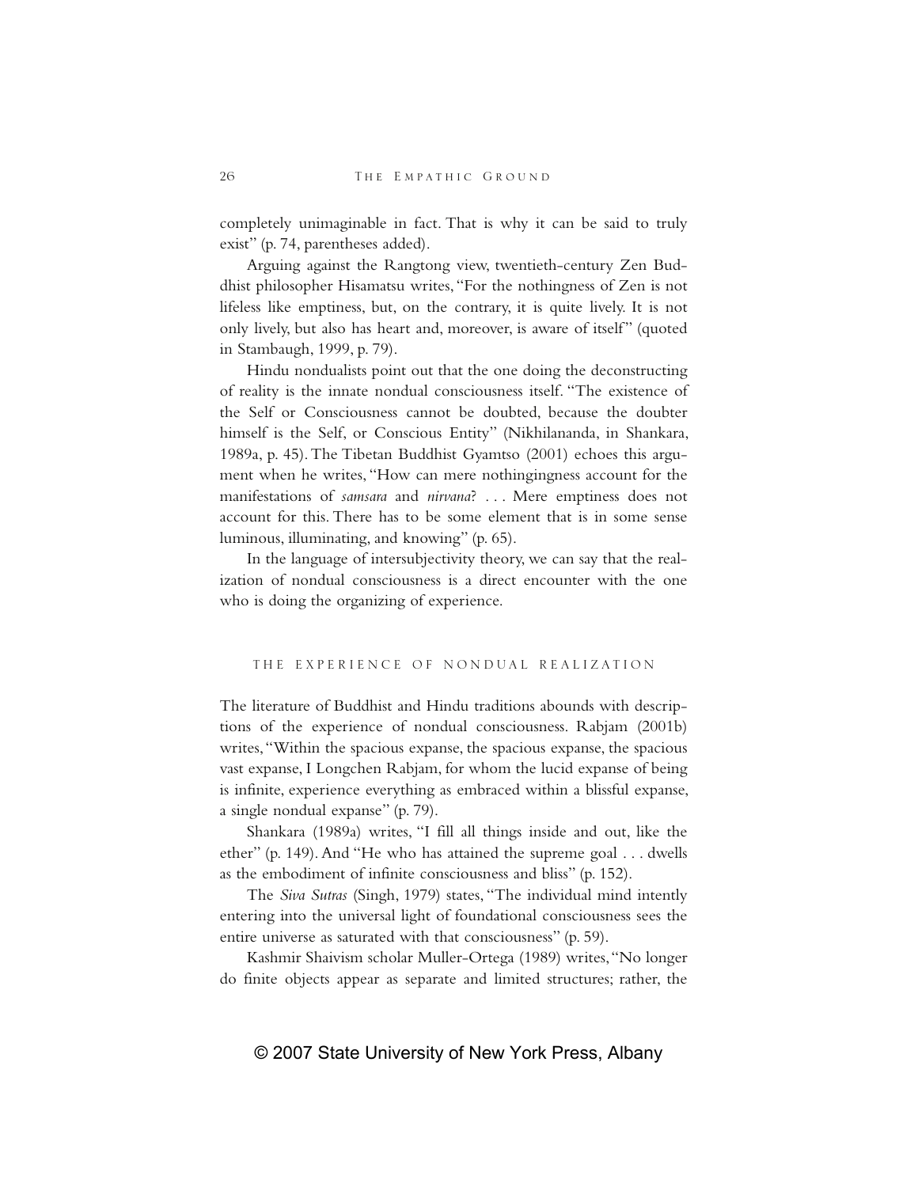completely unimaginable in fact. That is why it can be said to truly exist" (p. 74, parentheses added).

Arguing against the Rangtong view, twentieth-century Zen Buddhist philosopher Hisamatsu writes, "For the nothingness of Zen is not lifeless like emptiness, but, on the contrary, it is quite lively. It is not only lively, but also has heart and, moreover, is aware of itself" (quoted in Stambaugh, 1999, p. 79).

Hindu nondualists point out that the one doing the deconstructing of reality is the innate nondual consciousness itself. "The existence of the Self or Consciousness cannot be doubted, because the doubter himself is the Self, or Conscious Entity" (Nikhilananda, in Shankara, 1989a, p. 45). The Tibetan Buddhist Gyamtso (2001) echoes this argument when he writes, "How can mere nothingingness account for the manifestations of *samsara* and *nirvana*? . . . Mere emptiness does not account for this. There has to be some element that is in some sense luminous, illuminating, and knowing" (p. 65).

In the language of intersubjectivity theory, we can say that the realization of nondual consciousness is a direct encounter with the one who is doing the organizing of experience.

## THE EXPERIENCE OF NONDUAL REALIZATION

The literature of Buddhist and Hindu traditions abounds with descriptions of the experience of nondual consciousness. Rabjam (2001b) writes, "Within the spacious expanse, the spacious expanse, the spacious vast expanse, I Longchen Rabjam, for whom the lucid expanse of being is infinite, experience everything as embraced within a blissful expanse, a single nondual expanse" (p. 79).

Shankara (1989a) writes, "I fill all things inside and out, like the ether" (p. 149). And "He who has attained the supreme goal . . . dwells as the embodiment of infinite consciousness and bliss" (p. 152).

The *Siva Sutras* (Singh, 1979) states, "The individual mind intently entering into the universal light of foundational consciousness sees the entire universe as saturated with that consciousness" (p. 59).

Kashmir Shaivism scholar Muller-Ortega (1989) writes, "No longer do finite objects appear as separate and limited structures; rather, the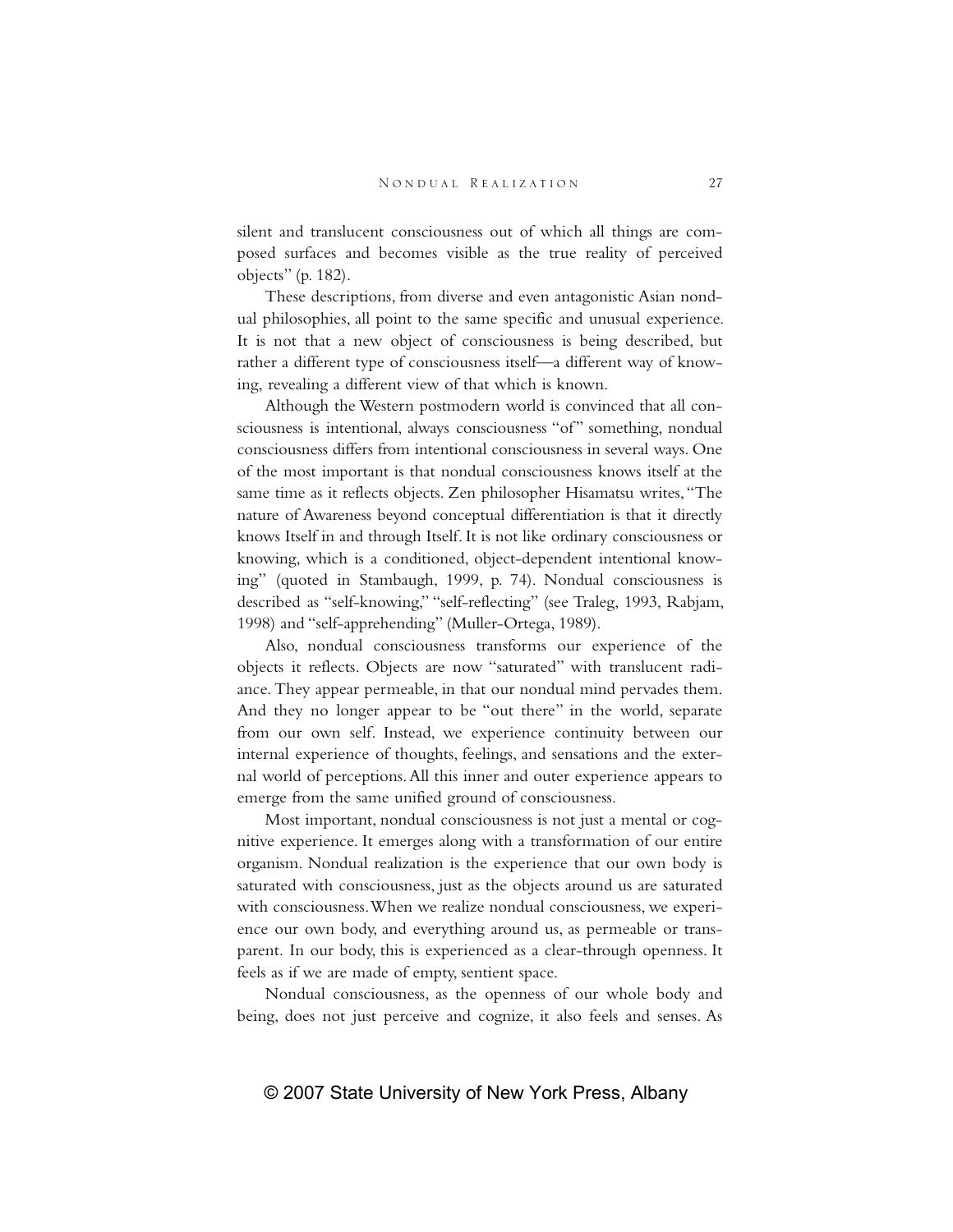silent and translucent consciousness out of which all things are composed surfaces and becomes visible as the true reality of perceived objects" (p. 182).

These descriptions, from diverse and even antagonistic Asian nondual philosophies, all point to the same specific and unusual experience. It is not that a new object of consciousness is being described, but rather a different type of consciousness itself—a different way of knowing, revealing a different view of that which is known.

Although the Western postmodern world is convinced that all consciousness is intentional, always consciousness "of" something, nondual consciousness differs from intentional consciousness in several ways. One of the most important is that nondual consciousness knows itself at the same time as it reflects objects. Zen philosopher Hisamatsu writes, "The nature of Awareness beyond conceptual differentiation is that it directly knows Itself in and through Itself. It is not like ordinary consciousness or knowing, which is a conditioned, object-dependent intentional knowing" (quoted in Stambaugh, 1999, p. 74). Nondual consciousness is described as "self-knowing," "self-reflecting" (see Traleg, 1993, Rabjam, 1998) and "self-apprehending" (Muller-Ortega, 1989).

Also, nondual consciousness transforms our experience of the objects it reflects. Objects are now "saturated" with translucent radiance. They appear permeable, in that our nondual mind pervades them. And they no longer appear to be "out there" in the world, separate from our own self. Instead, we experience continuity between our internal experience of thoughts, feelings, and sensations and the external world of perceptions. All this inner and outer experience appears to emerge from the same unified ground of consciousness.

Most important, nondual consciousness is not just a mental or cognitive experience. It emerges along with a transformation of our entire organism. Nondual realization is the experience that our own body is saturated with consciousness, just as the objects around us are saturated with consciousness. When we realize nondual consciousness, we experience our own body, and everything around us, as permeable or transparent. In our body, this is experienced as a clear-through openness. It feels as if we are made of empty, sentient space.

Nondual consciousness, as the openness of our whole body and being, does not just perceive and cognize, it also feels and senses. As

© 2007 State University of New York Press, Albany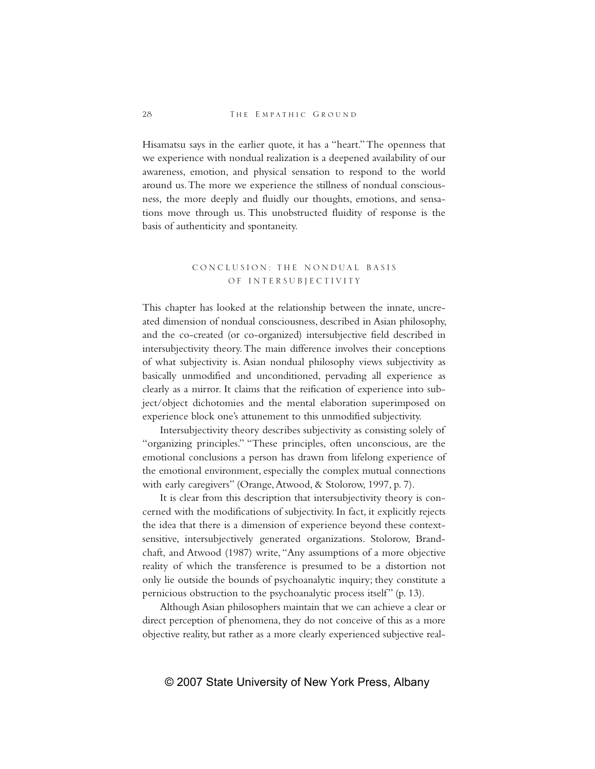Hisamatsu says in the earlier quote, it has a "heart." The openness that we experience with nondual realization is a deepened availability of our awareness, emotion, and physical sensation to respond to the world around us. The more we experience the stillness of nondual consciousness, the more deeply and fluidly our thoughts, emotions, and sensations move through us. This unobstructed fluidity of response is the basis of authenticity and spontaneity.

## CONCLUSION: THE NONDUAL BASIS OF INTERSUBJECTIVITY

This chapter has looked at the relationship between the innate, uncreated dimension of nondual consciousness, described in Asian philosophy, and the co-created (or co-organized) intersubjective field described in intersubjectivity theory. The main difference involves their conceptions of what subjectivity is. Asian nondual philosophy views subjectivity as basically unmodified and unconditioned, pervading all experience as clearly as a mirror. It claims that the reification of experience into subject/object dichotomies and the mental elaboration superimposed on experience block one's attunement to this unmodified subjectivity.

Intersubjectivity theory describes subjectivity as consisting solely of "organizing principles." "These principles, often unconscious, are the emotional conclusions a person has drawn from lifelong experience of the emotional environment, especially the complex mutual connections with early caregivers" (Orange, Atwood, & Stolorow, 1997, p. 7).

It is clear from this description that intersubjectivity theory is concerned with the modifications of subjectivity. In fact, it explicitly rejects the idea that there is a dimension of experience beyond these context-sensitive, intersubjectively generated organizations. Stolorow, Brandchaft, and Atwood (1987) write, "Any assumptions of a more objective reality of which the transference is presumed to be a distortion not only lie outside the bounds of psychoanalytic inquiry; they constitute a pernicious obstruction to the psychoanalytic process itself" (p. 13).

Although Asian philosophers maintain that we can achieve a clear or direct perception of phenomena, they do not conceive of this as a more objective reality, but rather as a more clearly experienced subjective real-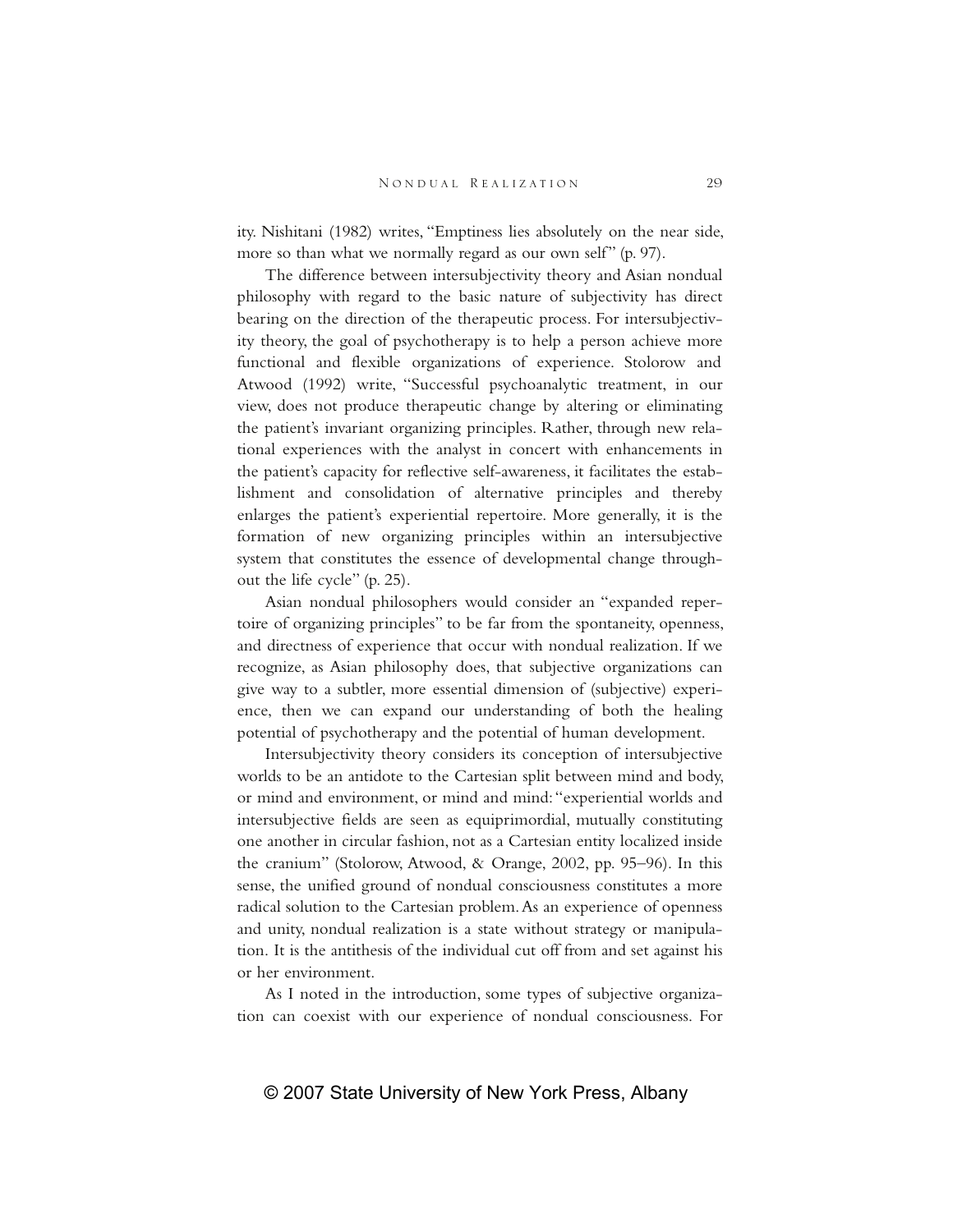ity. Nishitani (1982) writes, "Emptiness lies absolutely on the near side, more so than what we normally regard as our own self" (p. 97).

The difference between intersubjectivity theory and Asian nondual philosophy with regard to the basic nature of subjectivity has direct bearing on the direction of the therapeutic process. For intersubjectivity theory, the goal of psychotherapy is to help a person achieve more functional and flexible organizations of experience. Stolorow and Atwood (1992) write, "Successful psychoanalytic treatment, in our view, does not produce therapeutic change by altering or eliminating the patient's invariant organizing principles. Rather, through new relational experiences with the analyst in concert with enhancements in the patient's capacity for reflective self-awareness, it facilitates the establishment and consolidation of alternative principles and thereby enlarges the patient's experiential repertoire. More generally, it is the formation of new organizing principles within an intersubjective system that constitutes the essence of developmental change throughout the life cycle" (p. 25).

Asian nondual philosophers would consider an "expanded repertoire of organizing principles" to be far from the spontaneity, openness, and directness of experience that occur with nondual realization. If we recognize, as Asian philosophy does, that subjective organizations can give way to a subtler, more essential dimension of (subjective) experience, then we can expand our understanding of both the healing potential of psychotherapy and the potential of human development.

Intersubjectivity theory considers its conception of intersubjective worlds to be an antidote to the Cartesian split between mind and body, or mind and environment, or mind and mind: "experiential worlds and intersubjective fields are seen as equiprimordial, mutually constituting one another in circular fashion, not as a Cartesian entity localized inside the cranium" (Stolorow, Atwood, & Orange, 2002, pp. 95–96). In this sense, the unified ground of nondual consciousness constitutes a more radical solution to the Cartesian problem. As an experience of openness and unity, nondual realization is a state without strategy or manipulation. It is the antithesis of the individual cut off from and set against his or her environment.

As I noted in the introduction, some types of subjective organization can coexist with our experience of nondual consciousness. For

© 2007 State University of New York Press, Albany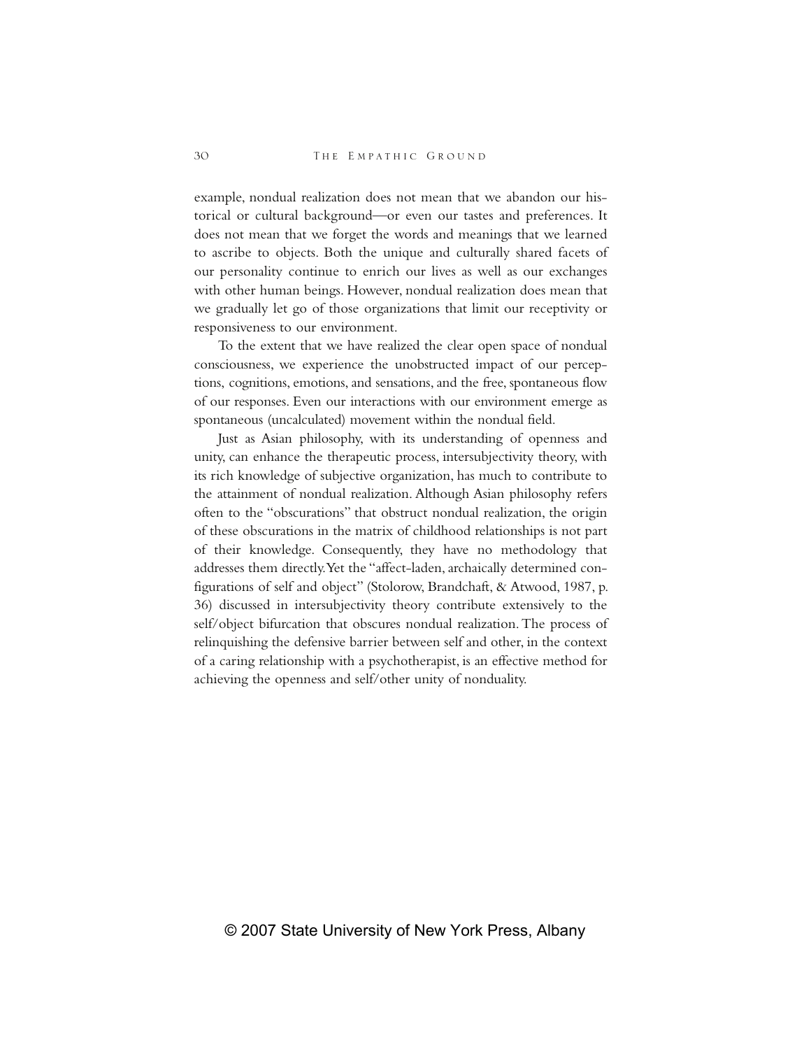example, nondual realization does not mean that we abandon our historical or cultural background—or even our tastes and preferences. It does not mean that we forget the words and meanings that we learned to ascribe to objects. Both the unique and culturally shared facets of our personality continue to enrich our lives as well as our exchanges with other human beings. However, nondual realization does mean that we gradually let go of those organizations that limit our receptivity or responsiveness to our environment.

To the extent that we have realized the clear open space of nondual consciousness, we experience the unobstructed impact of our perceptions, cognitions, emotions, and sensations, and the free, spontaneous flow of our responses. Even our interactions with our environment emerge as spontaneous (uncalculated) movement within the nondual field.

Just as Asian philosophy, with its understanding of openness and unity, can enhance the therapeutic process, intersubjectivity theory, with its rich knowledge of subjective organization, has much to contribute to the attainment of nondual realization. Although Asian philosophy refers often to the "obscurations" that obstruct nondual realization, the origin of these obscurations in the matrix of childhood relationships is not part of their knowledge. Consequently, they have no methodology that addresses them directly. Yet the "affect-laden, archaically determined configurations of self and object" (Stolorow, Brandchaft, & Atwood, 1987, p. 36) discussed in intersubjectivity theory contribute extensively to the self/object bifurcation that obscures nondual realization. The process of relinquishing the defensive barrier between self and other, in the context of a caring relationship with a psychotherapist, is an effective method for achieving the openness and self/other unity of nonduality.

© 2007 State University of New York Press, Albany